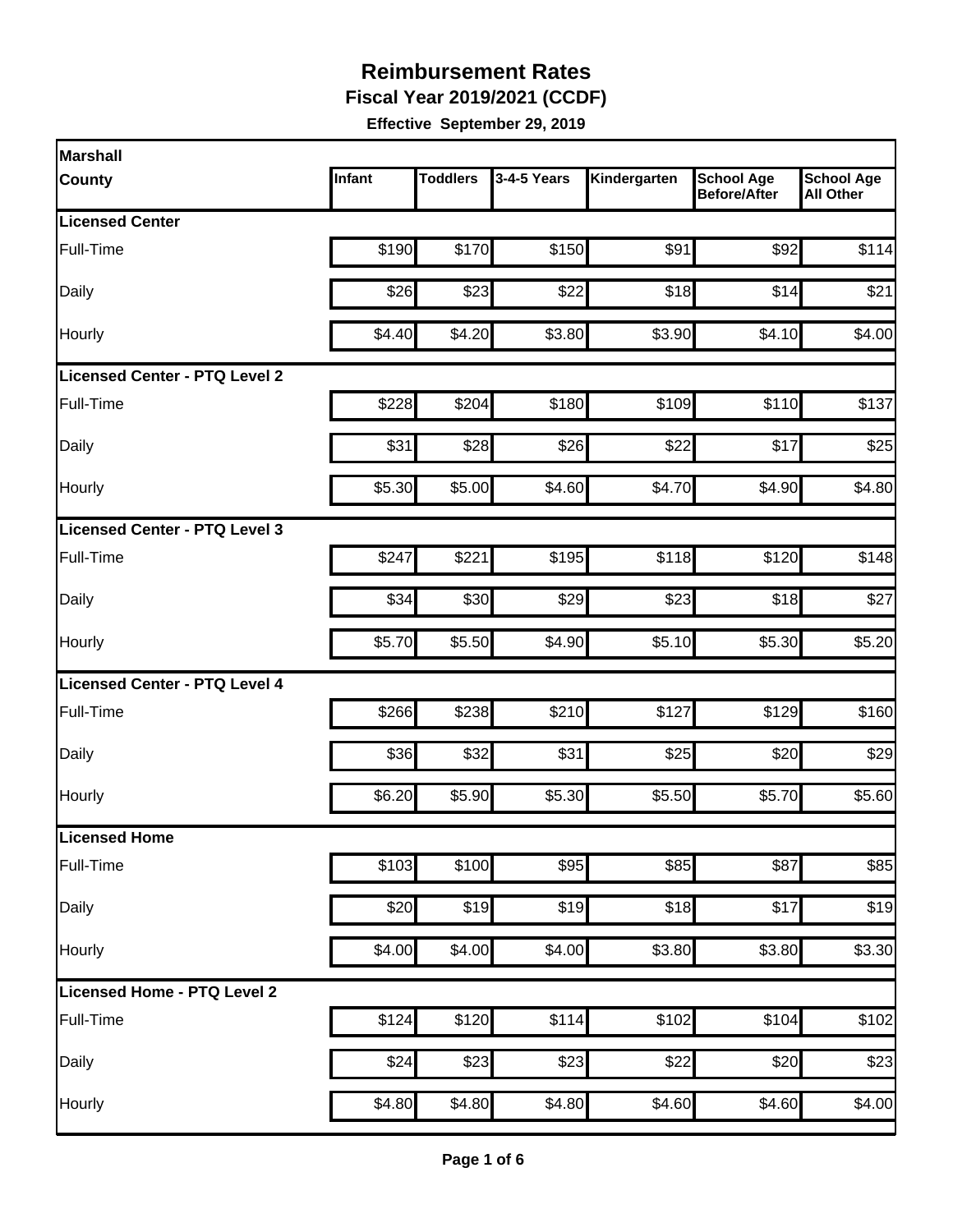# Reimbursement Rates

**Fiscal Year 2019/2021 (CCDF)**

**Effective September 29, 2019**

| Marshall County | Infant | Toddlers | 3-4-5 Years | Kindergarten | School Age Before/After | School Age All Other |
|---|---|---|---|---|---|---|
| **Licensed Center** | | | | | | |
| Full-Time | $190 | $170 | $150 | $91 | $92 | $114 |
| Daily | $26 | $23 | $22 | $18 | $14 | $21 |
| Hourly | $4.40 | $4.20 | $3.80 | $3.90 | $4.10 | $4.00 |
| **Licensed Center - PTQ Level 2** | | | | | | |
| Full-Time | $228 | $204 | $180 | $109 | $110 | $137 |
| Daily | $31 | $28 | $26 | $22 | $17 | $25 |
| Hourly | $5.30 | $5.00 | $4.60 | $4.70 | $4.90 | $4.80 |
| **Licensed Center - PTQ Level 3** | | | | | | |
| Full-Time | $247 | $221 | $195 | $118 | $120 | $148 |
| Daily | $34 | $30 | $29 | $23 | $18 | $27 |
| Hourly | $5.70 | $5.50 | $4.90 | $5.10 | $5.30 | $5.20 |
| **Licensed Center - PTQ Level 4** | | | | | | |
| Full-Time | $266 | $238 | $210 | $127 | $129 | $160 |
| Daily | $36 | $32 | $31 | $25 | $20 | $29 |
| Hourly | $6.20 | $5.90 | $5.30 | $5.50 | $5.70 | $5.60 |
| **Licensed Home** | | | | | | |
| Full-Time | $103 | $100 | $95 | $85 | $87 | $85 |
| Daily | $20 | $19 | $19 | $18 | $17 | $19 |
| Hourly | $4.00 | $4.00 | $4.00 | $3.80 | $3.80 | $3.30 |
| **Licensed Home - PTQ Level 2** | | | | | | |
| Full-Time | $124 | $120 | $114 | $102 | $104 | $102 |
| Daily | $24 | $23 | $23 | $22 | $20 | $23 |
| Hourly | $4.80 | $4.80 | $4.80 | $4.60 | $4.60 | $4.00 |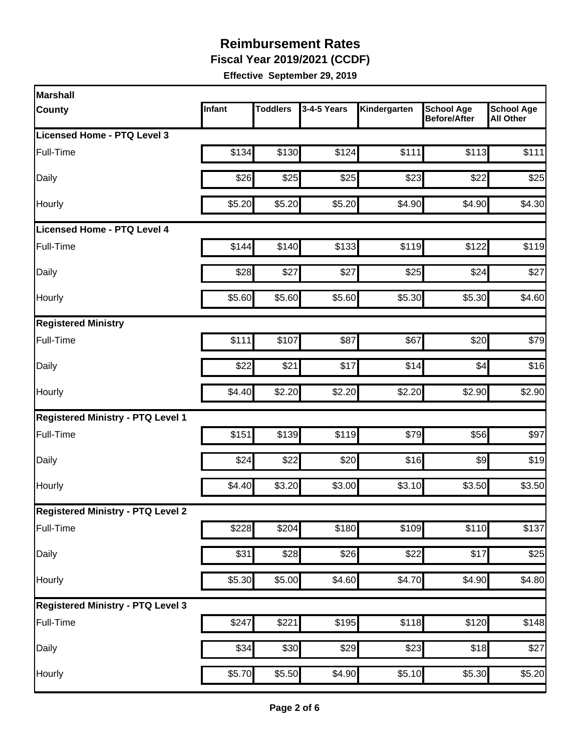# Reimbursement Rates

**Fiscal Year 2019/2021 (CCDF)**

**Effective September 29, 2019**

| Marshall County | Infant | Toddlers | 3-4-5 Years | Kindergarten | School Age Before/After | School Age All Other |
|---|---|---|---|---|---|---|
| **Licensed Home - PTQ Level 3** | | | | | | |
| Full-Time | $134 | $130 | $124 | $111 | $113 | $111 |
| Daily | $26 | $25 | $25 | $23 | $22 | $25 |
| Hourly | $5.20 | $5.20 | $5.20 | $4.90 | $4.90 | $4.30 |
| **Licensed Home - PTQ Level 4** | | | | | | |
| Full-Time | $144 | $140 | $133 | $119 | $122 | $119 |
| Daily | $28 | $27 | $27 | $25 | $24 | $27 |
| Hourly | $5.60 | $5.60 | $5.60 | $5.30 | $5.30 | $4.60 |
| **Registered Ministry** | | | | | | |
| Full-Time | $111 | $107 | $87 | $67 | $20 | $79 |
| Daily | $22 | $21 | $17 | $14 | $4 | $16 |
| Hourly | $4.40 | $2.20 | $2.20 | $2.20 | $2.90 | $2.90 |
| **Registered Ministry - PTQ Level 1** | | | | | | |
| Full-Time | $151 | $139 | $119 | $79 | $56 | $97 |
| Daily | $24 | $22 | $20 | $16 | $9 | $19 |
| Hourly | $4.40 | $3.20 | $3.00 | $3.10 | $3.50 | $3.50 |
| **Registered Ministry - PTQ Level 2** | | | | | | |
| Full-Time | $228 | $204 | $180 | $109 | $110 | $137 |
| Daily | $31 | $28 | $26 | $22 | $17 | $25 |
| Hourly | $5.30 | $5.00 | $4.60 | $4.70 | $4.90 | $4.80 |
| **Registered Ministry - PTQ Level 3** | | | | | | |
| Full-Time | $247 | $221 | $195 | $118 | $120 | $148 |
| Daily | $34 | $30 | $29 | $23 | $18 | $27 |
| Hourly | $5.70 | $5.50 | $4.90 | $5.10 | $5.30 | $5.20 |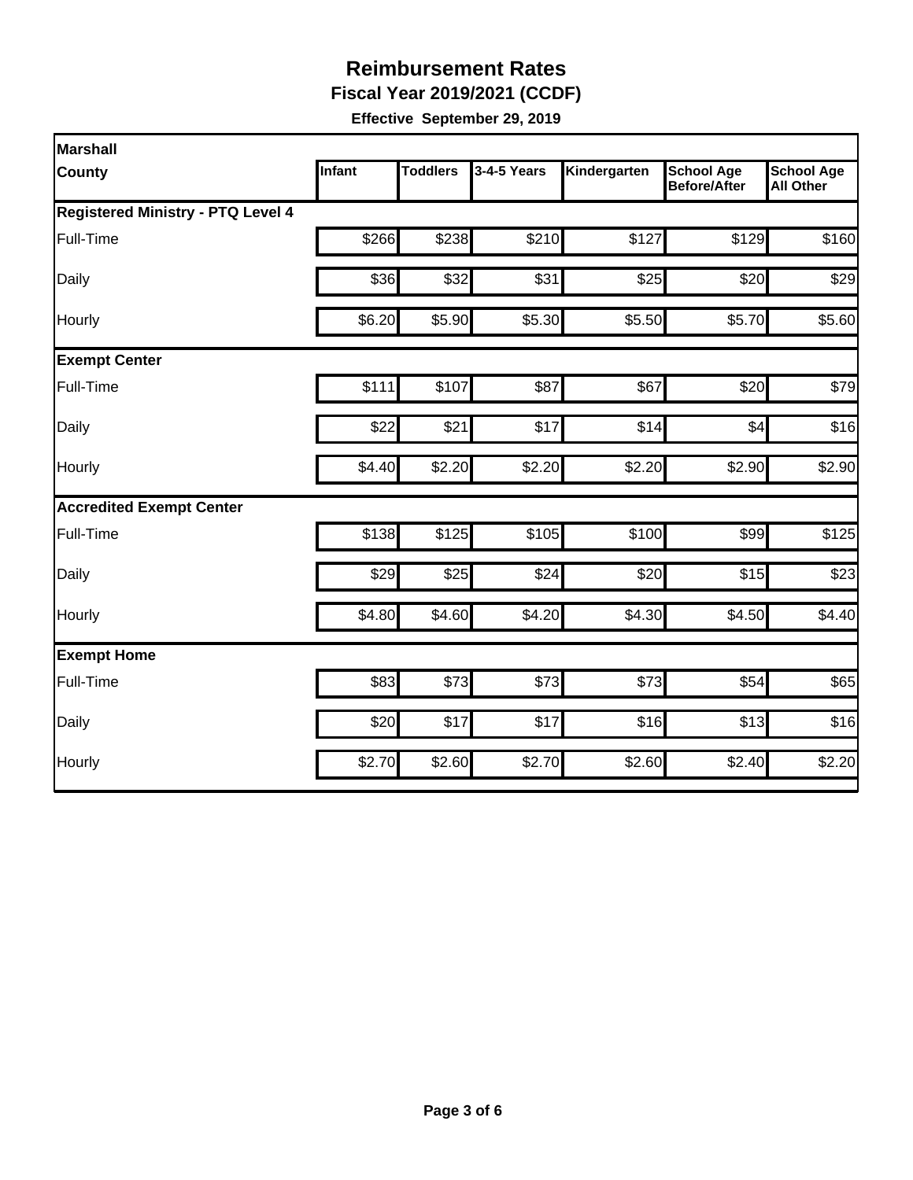## Reimbursement Rates

**Fiscal Year 2019/2021 (CCDF)**

**Effective September 29, 2019**

| Marshall County | Infant | Toddlers | 3-4-5 Years | Kindergarten | School Age Before/After | School Age All Other |
|---|---|---|---|---|---|---|
| **Registered Ministry - PTQ Level 4** | | | | | | |
| Full-Time | $266 | $238 | $210 | $127 | $129 | $160 |
| Daily | $36 | $32 | $31 | $25 | $20 | $29 |
| Hourly | $6.20 | $5.90 | $5.30 | $5.50 | $5.70 | $5.60 |
| **Exempt Center** | | | | | | |
| Full-Time | $111 | $107 | $87 | $67 | $20 | $79 |
| Daily | $22 | $21 | $17 | $14 | $4 | $16 |
| Hourly | $4.40 | $2.20 | $2.20 | $2.20 | $2.90 | $2.90 |
| **Accredited Exempt Center** | | | | | | |
| Full-Time | $138 | $125 | $105 | $100 | $99 | $125 |
| Daily | $29 | $25 | $24 | $20 | $15 | $23 |
| Hourly | $4.80 | $4.60 | $4.20 | $4.30 | $4.50 | $4.40 |
| **Exempt Home** | | | | | | |
| Full-Time | $83 | $73 | $73 | $73 | $54 | $65 |
| Daily | $20 | $17 | $17 | $16 | $13 | $16 |
| Hourly | $2.70 | $2.60 | $2.70 | $2.60 | $2.40 | $2.20 |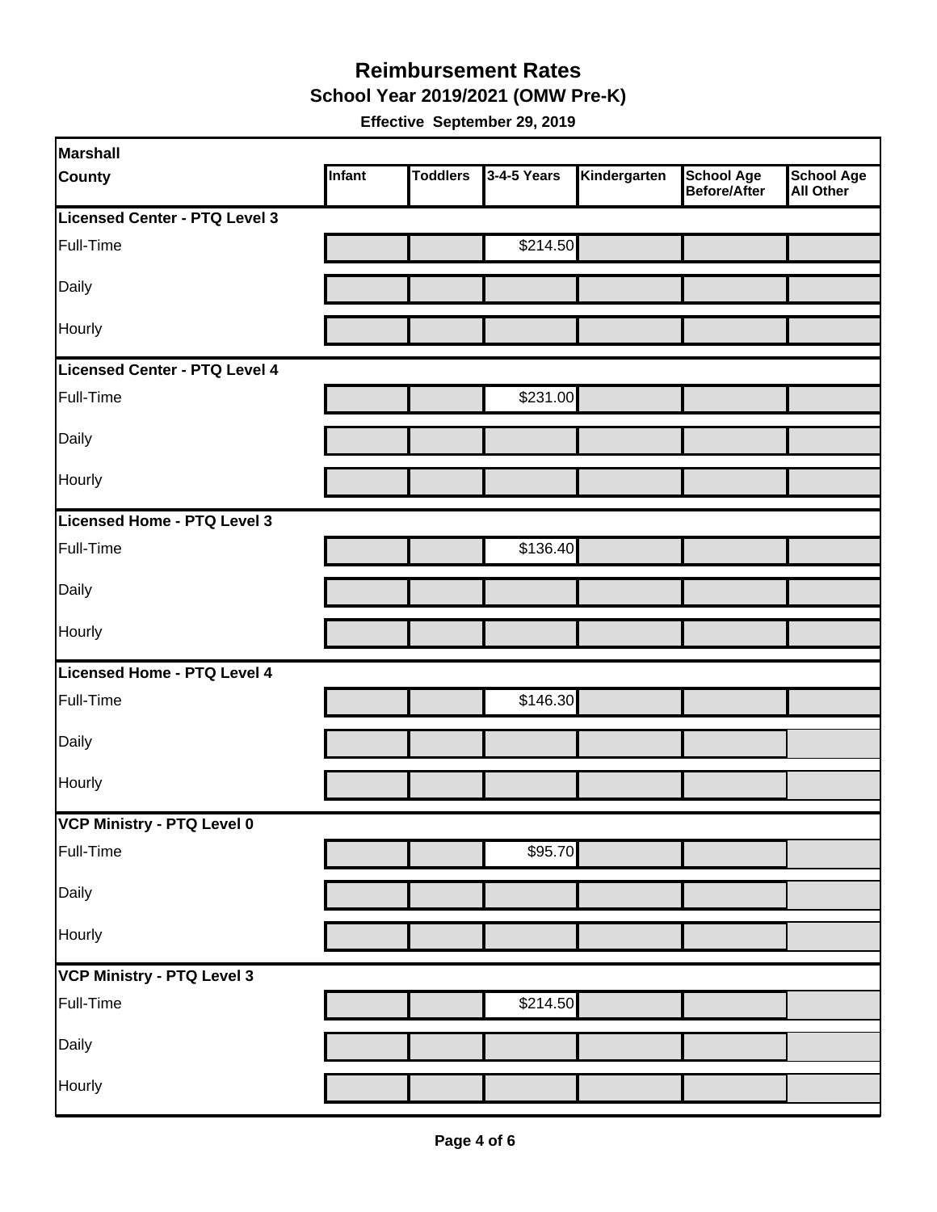# Reimbursement Rates

## School Year 2019/2021 (OMW Pre-K)

**Effective September 29, 2019**

| Marshall County | Infant | Toddlers | 3-4-5 Years | Kindergarten | School Age Before/After | School Age All Other |
|---|---|---|---|---|---|---|
| **Licensed Center - PTQ Level 3** | | | | | | |
| Full-Time | | | $214.50 | | | |
| Daily | | | | | | |
| Hourly | | | | | | |
| **Licensed Center - PTQ Level 4** | | | | | | |
| Full-Time | | | $231.00 | | | |
| Daily | | | | | | |
| Hourly | | | | | | |
| **Licensed Home - PTQ Level 3** | | | | | | |
| Full-Time | | | $136.40 | | | |
| Daily | | | | | | |
| Hourly | | | | | | |
| **Licensed Home - PTQ Level 4** | | | | | | |
| Full-Time | | | $146.30 | | | |
| Daily | | | | | | |
| Hourly | | | | | | |
| **VCP Ministry - PTQ Level 0** | | | | | | |
| Full-Time | | | $95.70 | | | |
| Daily | | | | | | |
| Hourly | | | | | | |
| **VCP Ministry - PTQ Level 3** | | | | | | |
| Full-Time | | | $214.50 | | | |
| Daily | | | | | | |
| Hourly | | | | | | |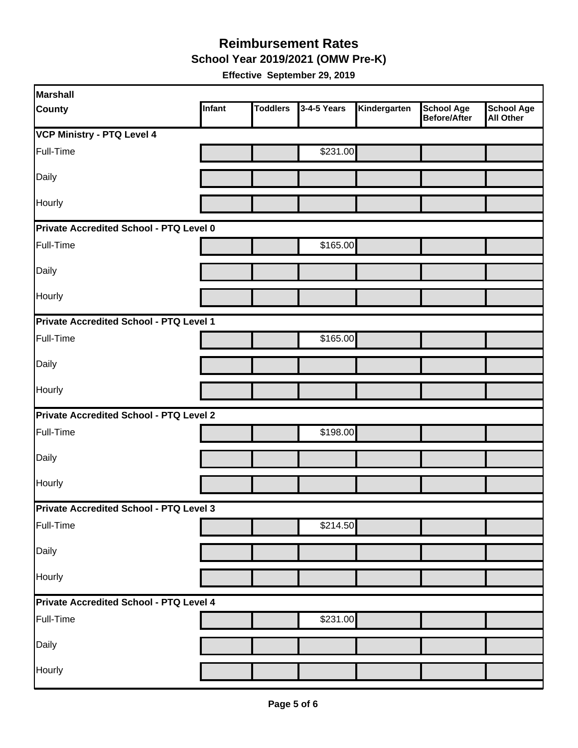# Reimbursement Rates

## School Year 2019/2021 (OMW Pre-K)

**Effective September 29, 2019**

| Marshall County | Infant | Toddlers | 3-4-5 Years | Kindergarten | School Age Before/After | School Age All Other |
|---|---|---|---|---|---|---|
| **VCP Ministry - PTQ Level 4** | | | | | | |
| Full-Time | | | $231.00 | | | |
| Daily | | | | | | |
| Hourly | | | | | | |
| **Private Accredited School - PTQ Level 0** | | | | | | |
| Full-Time | | | $165.00 | | | |
| Daily | | | | | | |
| Hourly | | | | | | |
| **Private Accredited School - PTQ Level 1** | | | | | | |
| Full-Time | | | $165.00 | | | |
| Daily | | | | | | |
| Hourly | | | | | | |
| **Private Accredited School - PTQ Level 2** | | | | | | |
| Full-Time | | | $198.00 | | | |
| Daily | | | | | | |
| Hourly | | | | | | |
| **Private Accredited School - PTQ Level 3** | | | | | | |
| Full-Time | | | $214.50 | | | |
| Daily | | | | | | |
| Hourly | | | | | | |
| **Private Accredited School - PTQ Level 4** | | | | | | |
| Full-Time | | | $231.00 | | | |
| Daily | | | | | | |
| Hourly | | | | | | |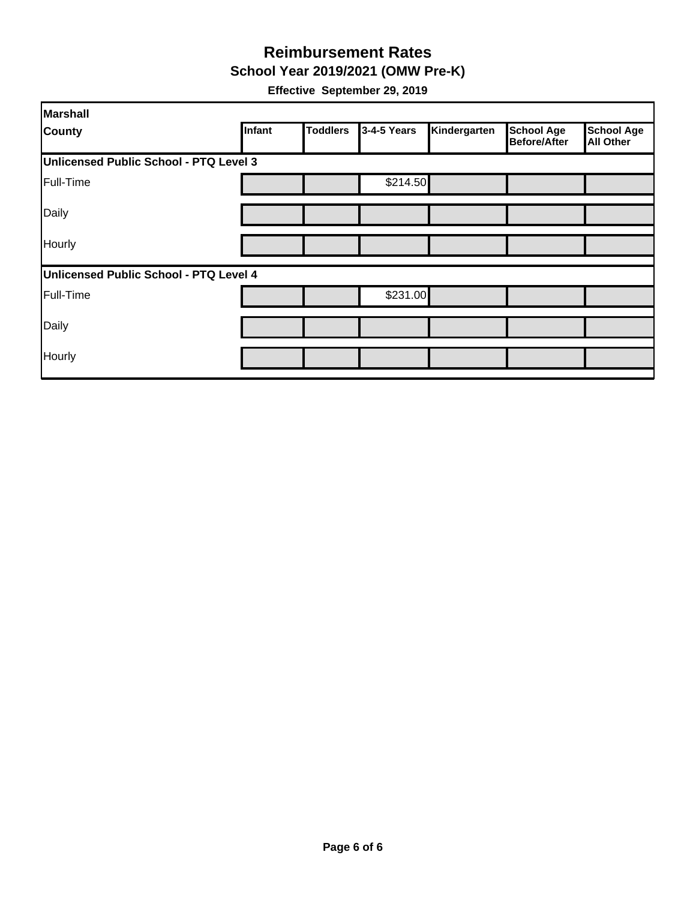# Reimbursement Rates

## School Year 2019/2021 (OMW Pre-K)

**Effective September 29, 2019**

| Marshall County | Infant | Toddlers | 3-4-5 Years | Kindergarten | School Age Before/After | School Age All Other |
|---|---|---|---|---|---|---|
| **Unlicensed Public School - PTQ Level 3** | | | | | | |
| Full-Time | | | $214.50 | | | |
| Daily | | | | | | |
| Hourly | | | | | | |
| **Unlicensed Public School - PTQ Level 4** | | | | | | |
| Full-Time | | | $231.00 | | | |
| Daily | | | | | | |
| Hourly | | | | | | |